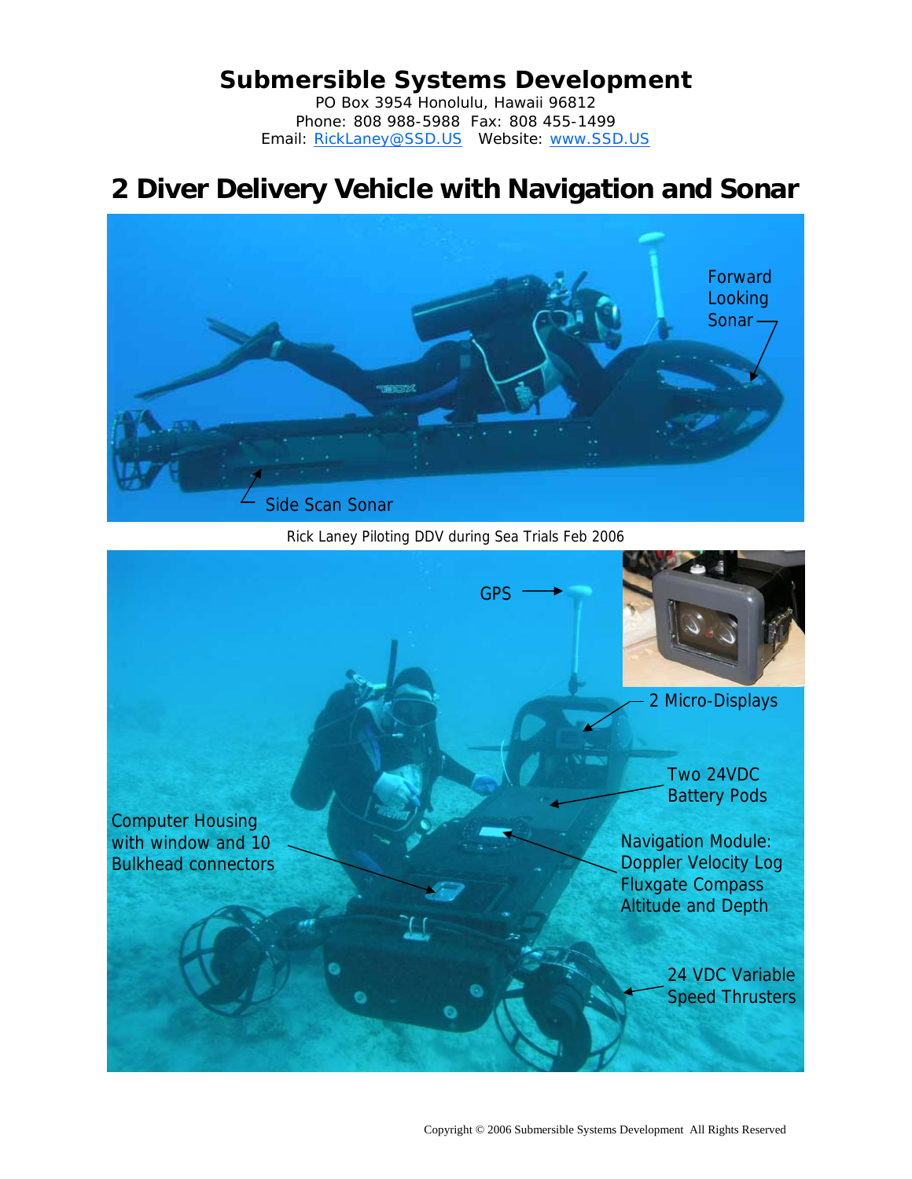# Submersible Systems Development

PO Box 3954 Honolulu, Hawaii 96812
Phone: 808 988-5988 Fax: 808 455-1499
Email: RickLaney@SSD.US Website: www.SSD.US

# 2 Diver Delivery Vehicle with Navigation and Sonar

Forward Looking Sonar

Side Scan Sonar

Rick Laney Piloting DDV during Sea Trials Feb 2006

GPS

2 Micro-Displays

Two 24VDC Battery Pods

Computer Housing with window and 10 Bulkhead connectors

Navigation Module:
Doppler Velocity Log
Fluxgate Compass
Altitude and Depth

24 VDC Variable Speed Thrusters

Copyright © 2006 Submersible Systems Development All Rights Reserved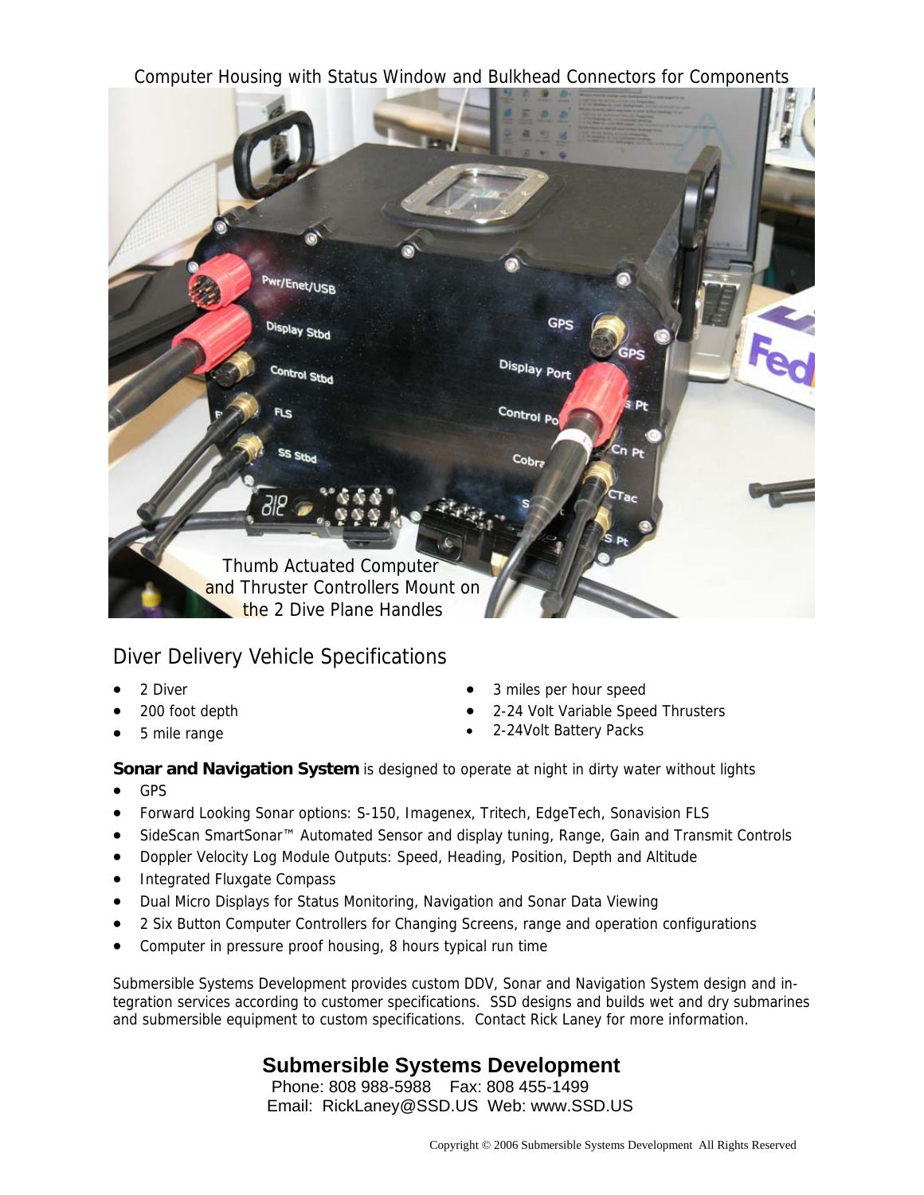Computer Housing with Status Window and Bulkhead Connectors for Components

Thumb Actuated Computer and Thruster Controllers Mount on the 2 Dive Plane Handles

## Diver Delivery Vehicle Specifications

- 2 Diver
- 200 foot depth
- 5 mile range
- 3 miles per hour speed
- 2-24 Volt Variable Speed Thrusters
- 2-24Volt Battery Packs

**Sonar and Navigation System** is designed to operate at night in dirty water without lights

- GPS
- Forward Looking Sonar options: S-150, Imagenex, Tritech, EdgeTech, Sonavision FLS
- SideScan SmartSonar™ Automated Sensor and display tuning, Range, Gain and Transmit Controls
- Doppler Velocity Log Module Outputs: Speed, Heading, Position, Depth and Altitude
- Integrated Fluxgate Compass
- Dual Micro Displays for Status Monitoring, Navigation and Sonar Data Viewing
- 2 Six Button Computer Controllers for Changing Screens, range and operation configurations
- Computer in pressure proof housing, 8 hours typical run time

Submersible Systems Development provides custom DDV, Sonar and Navigation System design and integration services according to customer specifications. SSD designs and builds wet and dry submarines and submersible equipment to custom specifications. Contact Rick Laney for more information.

**Submersible Systems Development**

Phone: 808 988-5988 Fax: 808 455-1499

Email: RickLaney@SSD.US Web: www.SSD.US

Copyright © 2006 Submersible Systems Development All Rights Reserved